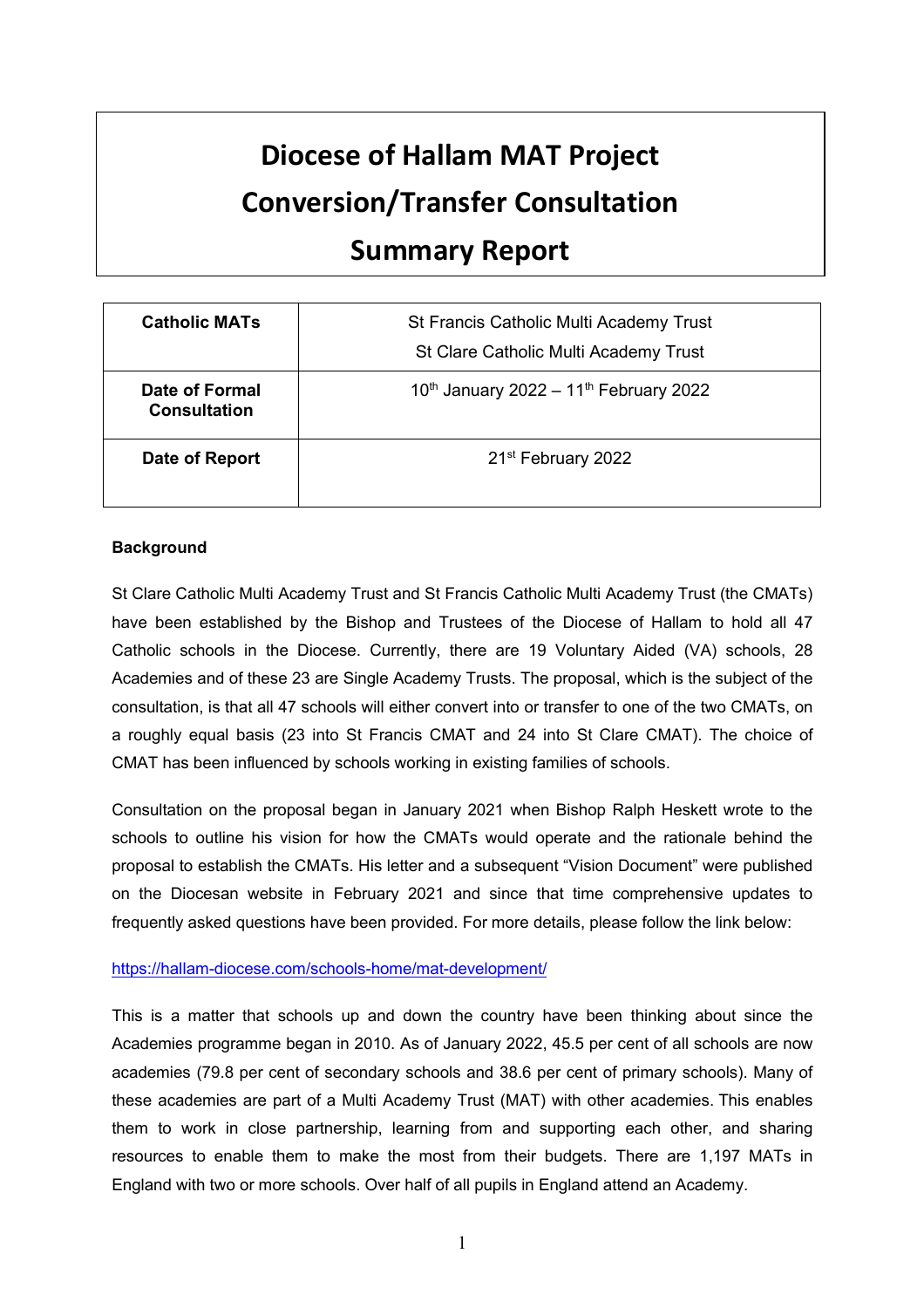# Diocese of Hallam MAT Project
# Conversion/Transfer Consultation
# Summary Report

| Catholic MATs | St Francis Catholic Multi Academy Trust<br>St Clare Catholic Multi Academy Trust |
|---|---|
| Date of Formal Consultation | 10th January 2022 – 11th February 2022 |
| Date of Report | 21st February 2022 |

**Background**

St Clare Catholic Multi Academy Trust and St Francis Catholic Multi Academy Trust (the CMATs) have been established by the Bishop and Trustees of the Diocese of Hallam to hold all 47 Catholic schools in the Diocese. Currently, there are 19 Voluntary Aided (VA) schools, 28 Academies and of these 23 are Single Academy Trusts. The proposal, which is the subject of the consultation, is that all 47 schools will either convert into or transfer to one of the two CMATs, on a roughly equal basis (23 into St Francis CMAT and 24 into St Clare CMAT). The choice of CMAT has been influenced by schools working in existing families of schools.

Consultation on the proposal began in January 2021 when Bishop Ralph Heskett wrote to the schools to outline his vision for how the CMATs would operate and the rationale behind the proposal to establish the CMATs. His letter and a subsequent "Vision Document" were published on the Diocesan website in February 2021 and since that time comprehensive updates to frequently asked questions have been provided. For more details, please follow the link below:

https://hallam-diocese.com/schools-home/mat-development/

This is a matter that schools up and down the country have been thinking about since the Academies programme began in 2010. As of January 2022, 45.5 per cent of all schools are now academies (79.8 per cent of secondary schools and 38.6 per cent of primary schools). Many of these academies are part of a Multi Academy Trust (MAT) with other academies. This enables them to work in close partnership, learning from and supporting each other, and sharing resources to enable them to make the most from their budgets. There are 1,197 MATs in England with two or more schools. Over half of all pupils in England attend an Academy.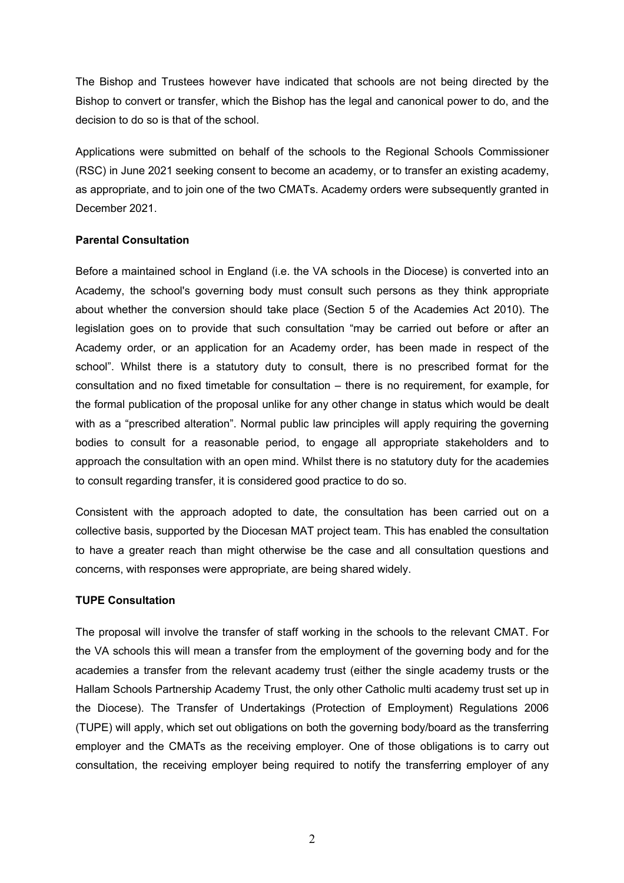The Bishop and Trustees however have indicated that schools are not being directed by the Bishop to convert or transfer, which the Bishop has the legal and canonical power to do, and the decision to do so is that of the school.

Applications were submitted on behalf of the schools to the Regional Schools Commissioner (RSC) in June 2021 seeking consent to become an academy, or to transfer an existing academy, as appropriate, and to join one of the two CMATs. Academy orders were subsequently granted in December 2021.

**Parental Consultation**

Before a maintained school in England (i.e. the VA schools in the Diocese) is converted into an Academy, the school's governing body must consult such persons as they think appropriate about whether the conversion should take place (Section 5 of the Academies Act 2010). The legislation goes on to provide that such consultation "may be carried out before or after an Academy order, or an application for an Academy order, has been made in respect of the school". Whilst there is a statutory duty to consult, there is no prescribed format for the consultation and no fixed timetable for consultation – there is no requirement, for example, for the formal publication of the proposal unlike for any other change in status which would be dealt with as a "prescribed alteration". Normal public law principles will apply requiring the governing bodies to consult for a reasonable period, to engage all appropriate stakeholders and to approach the consultation with an open mind. Whilst there is no statutory duty for the academies to consult regarding transfer, it is considered good practice to do so.

Consistent with the approach adopted to date, the consultation has been carried out on a collective basis, supported by the Diocesan MAT project team. This has enabled the consultation to have a greater reach than might otherwise be the case and all consultation questions and concerns, with responses were appropriate, are being shared widely.

**TUPE Consultation**

The proposal will involve the transfer of staff working in the schools to the relevant CMAT. For the VA schools this will mean a transfer from the employment of the governing body and for the academies a transfer from the relevant academy trust (either the single academy trusts or the Hallam Schools Partnership Academy Trust, the only other Catholic multi academy trust set up in the Diocese). The Transfer of Undertakings (Protection of Employment) Regulations 2006 (TUPE) will apply, which set out obligations on both the governing body/board as the transferring employer and the CMATs as the receiving employer. One of those obligations is to carry out consultation, the receiving employer being required to notify the transferring employer of any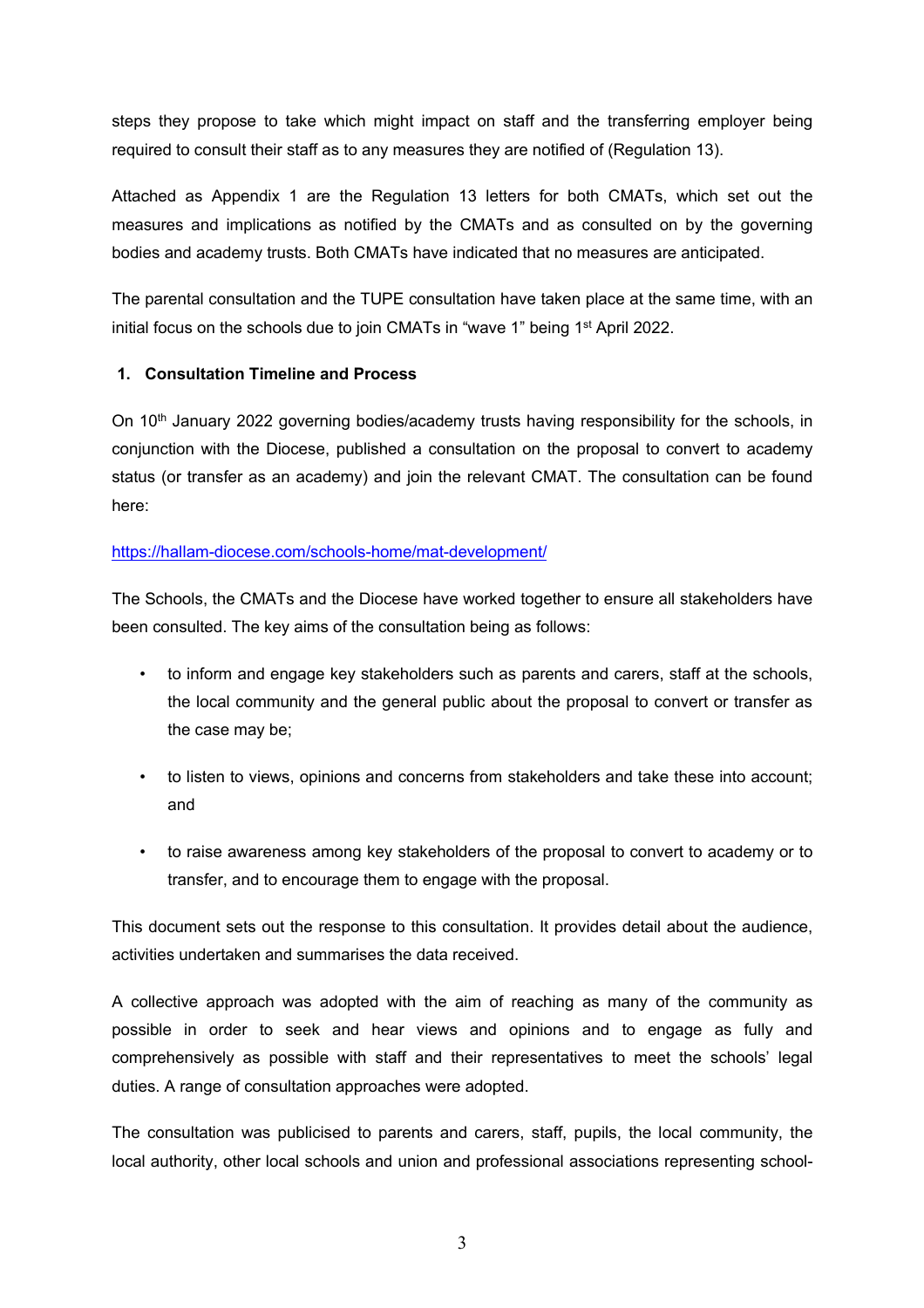steps they propose to take which might impact on staff and the transferring employer being required to consult their staff as to any measures they are notified of (Regulation 13).

Attached as Appendix 1 are the Regulation 13 letters for both CMATs, which set out the measures and implications as notified by the CMATs and as consulted on by the governing bodies and academy trusts. Both CMATs have indicated that no measures are anticipated.

The parental consultation and the TUPE consultation have taken place at the same time, with an initial focus on the schools due to join CMATs in "wave 1" being 1st April 2022.

## 1. Consultation Timeline and Process

On 10th January 2022 governing bodies/academy trusts having responsibility for the schools, in conjunction with the Diocese, published a consultation on the proposal to convert to academy status (or transfer as an academy) and join the relevant CMAT. The consultation can be found here:

https://hallam-diocese.com/schools-home/mat-development/

The Schools, the CMATs and the Diocese have worked together to ensure all stakeholders have been consulted. The key aims of the consultation being as follows:

- to inform and engage key stakeholders such as parents and carers, staff at the schools, the local community and the general public about the proposal to convert or transfer as the case may be;
- to listen to views, opinions and concerns from stakeholders and take these into account; and
- to raise awareness among key stakeholders of the proposal to convert to academy or to transfer, and to encourage them to engage with the proposal.

This document sets out the response to this consultation. It provides detail about the audience, activities undertaken and summarises the data received.

A collective approach was adopted with the aim of reaching as many of the community as possible in order to seek and hear views and opinions and to engage as fully and comprehensively as possible with staff and their representatives to meet the schools' legal duties. A range of consultation approaches were adopted.

The consultation was publicised to parents and carers, staff, pupils, the local community, the local authority, other local schools and union and professional associations representing school-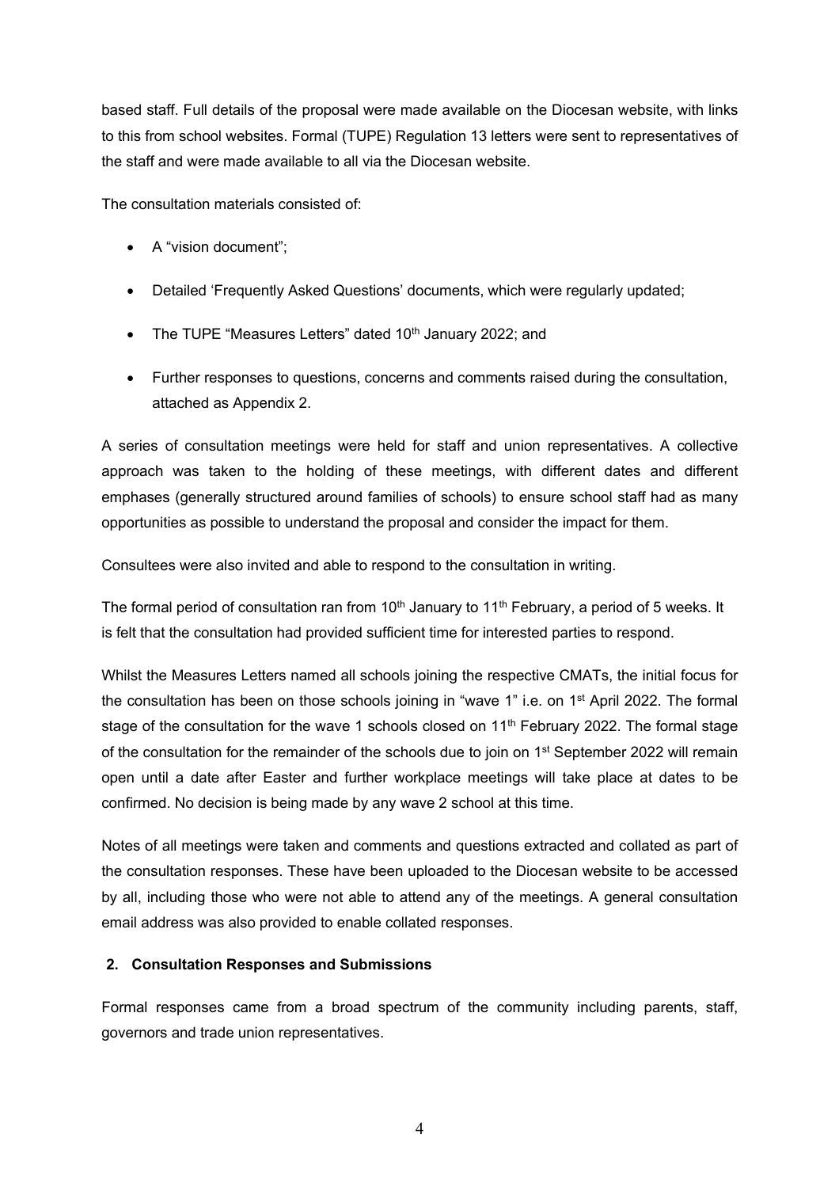based staff. Full details of the proposal were made available on the Diocesan website, with links to this from school websites. Formal (TUPE) Regulation 13 letters were sent to representatives of the staff and were made available to all via the Diocesan website.

The consultation materials consisted of:

- A "vision document";
- Detailed 'Frequently Asked Questions' documents, which were regularly updated;
- The TUPE "Measures Letters" dated 10th January 2022; and
- Further responses to questions, concerns and comments raised during the consultation, attached as Appendix 2.

A series of consultation meetings were held for staff and union representatives. A collective approach was taken to the holding of these meetings, with different dates and different emphases (generally structured around families of schools) to ensure school staff had as many opportunities as possible to understand the proposal and consider the impact for them.

Consultees were also invited and able to respond to the consultation in writing.

The formal period of consultation ran from 10th January to 11th February, a period of 5 weeks. It is felt that the consultation had provided sufficient time for interested parties to respond.

Whilst the Measures Letters named all schools joining the respective CMATs, the initial focus for the consultation has been on those schools joining in "wave 1" i.e. on 1st April 2022. The formal stage of the consultation for the wave 1 schools closed on 11th February 2022. The formal stage of the consultation for the remainder of the schools due to join on 1st September 2022 will remain open until a date after Easter and further workplace meetings will take place at dates to be confirmed. No decision is being made by any wave 2 school at this time.

Notes of all meetings were taken and comments and questions extracted and collated as part of the consultation responses. These have been uploaded to the Diocesan website to be accessed by all, including those who were not able to attend any of the meetings. A general consultation email address was also provided to enable collated responses.

## 2. Consultation Responses and Submissions

Formal responses came from a broad spectrum of the community including parents, staff, governors and trade union representatives.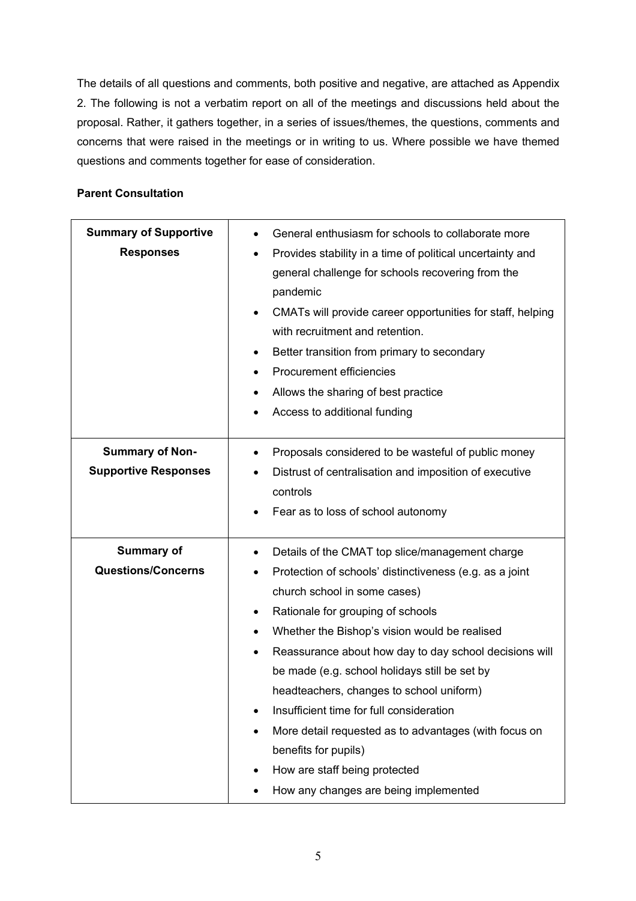The details of all questions and comments, both positive and negative, are attached as Appendix 2. The following is not a verbatim report on all of the meetings and discussions held about the proposal. Rather, it gathers together, in a series of issues/themes, the questions, comments and concerns that were raised in the meetings or in writing to us. Where possible we have themed questions and comments together for ease of consideration.

**Parent Consultation**

| | |
|---|---|
| **Summary of Supportive Responses** | • General enthusiasm for schools to collaborate more<br>• Provides stability in a time of political uncertainty and general challenge for schools recovering from the pandemic<br>• CMATs will provide career opportunities for staff, helping with recruitment and retention.<br>• Better transition from primary to secondary<br>• Procurement efficiencies<br>• Allows the sharing of best practice<br>• Access to additional funding |
| **Summary of Non-Supportive Responses** | • Proposals considered to be wasteful of public money<br>• Distrust of centralisation and imposition of executive controls<br>• Fear as to loss of school autonomy |
| **Summary of Questions/Concerns** | • Details of the CMAT top slice/management charge<br>• Protection of schools' distinctiveness (e.g. as a joint church school in some cases)<br>• Rationale for grouping of schools<br>• Whether the Bishop's vision would be realised<br>• Reassurance about how day to day school decisions will be made (e.g. school holidays still be set by headteachers, changes to school uniform)<br>• Insufficient time for full consideration<br>• More detail requested as to advantages (with focus on benefits for pupils)<br>• How are staff being protected<br>• How any changes are being implemented |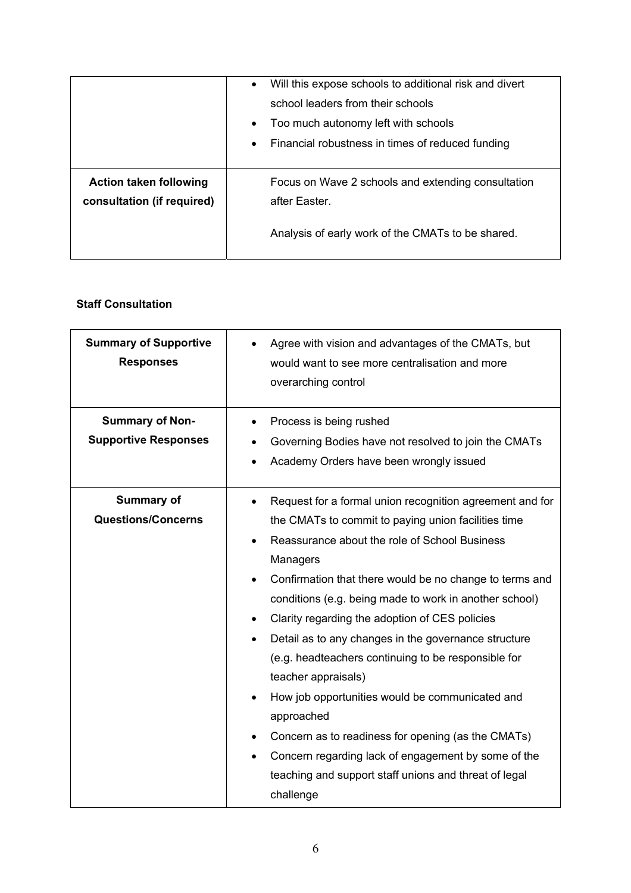| | |
|---|---|
| | • Will this expose schools to additional risk and divert school leaders from their schools<br>• Too much autonomy left with schools<br>• Financial robustness in times of reduced funding |
| **Action taken following consultation (if required)** | Focus on Wave 2 schools and extending consultation after Easter.<br><br>Analysis of early work of the CMATs to be shared. |

**Staff Consultation**

| | |
|---|---|
| **Summary of Supportive Responses** | • Agree with vision and advantages of the CMATs, but would want to see more centralisation and more overarching control |
| **Summary of Non-Supportive Responses** | • Process is being rushed<br>• Governing Bodies have not resolved to join the CMATs<br>• Academy Orders have been wrongly issued |
| **Summary of Questions/Concerns** | • Request for a formal union recognition agreement and for the CMATs to commit to paying union facilities time<br>• Reassurance about the role of School Business Managers<br>• Confirmation that there would be no change to terms and conditions (e.g. being made to work in another school)<br>• Clarity regarding the adoption of CES policies<br>• Detail as to any changes in the governance structure (e.g. headteachers continuing to be responsible for teacher appraisals)<br>• How job opportunities would be communicated and approached<br>• Concern as to readiness for opening (as the CMATs)<br>• Concern regarding lack of engagement by some of the teaching and support staff unions and threat of legal challenge |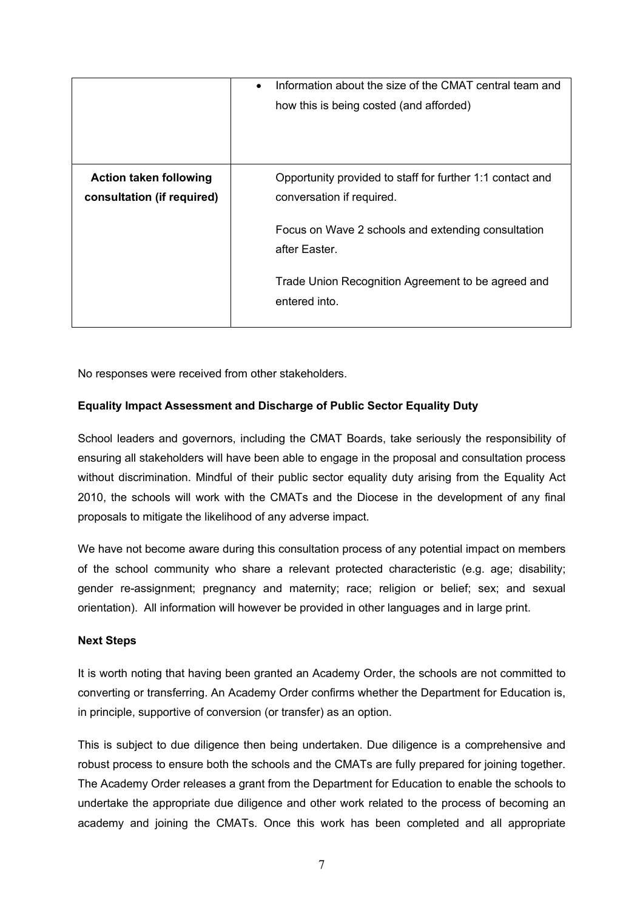| | |
|---|---|
| | • Information about the size of the CMAT central team and how this is being costed (and afforded) |
| **Action taken following consultation (if required)** | Opportunity provided to staff for further 1:1 contact and conversation if required.<br><br>Focus on Wave 2 schools and extending consultation after Easter.<br><br>Trade Union Recognition Agreement to be agreed and entered into. |

No responses were received from other stakeholders.

**Equality Impact Assessment and Discharge of Public Sector Equality Duty**

School leaders and governors, including the CMAT Boards, take seriously the responsibility of ensuring all stakeholders will have been able to engage in the proposal and consultation process without discrimination. Mindful of their public sector equality duty arising from the Equality Act 2010, the schools will work with the CMATs and the Diocese in the development of any final proposals to mitigate the likelihood of any adverse impact.

We have not become aware during this consultation process of any potential impact on members of the school community who share a relevant protected characteristic (e.g. age; disability; gender re-assignment; pregnancy and maternity; race; religion or belief; sex; and sexual orientation). All information will however be provided in other languages and in large print.

**Next Steps**

It is worth noting that having been granted an Academy Order, the schools are not committed to converting or transferring. An Academy Order confirms whether the Department for Education is, in principle, supportive of conversion (or transfer) as an option.

This is subject to due diligence then being undertaken. Due diligence is a comprehensive and robust process to ensure both the schools and the CMATs are fully prepared for joining together. The Academy Order releases a grant from the Department for Education to enable the schools to undertake the appropriate due diligence and other work related to the process of becoming an academy and joining the CMATs. Once this work has been completed and all appropriate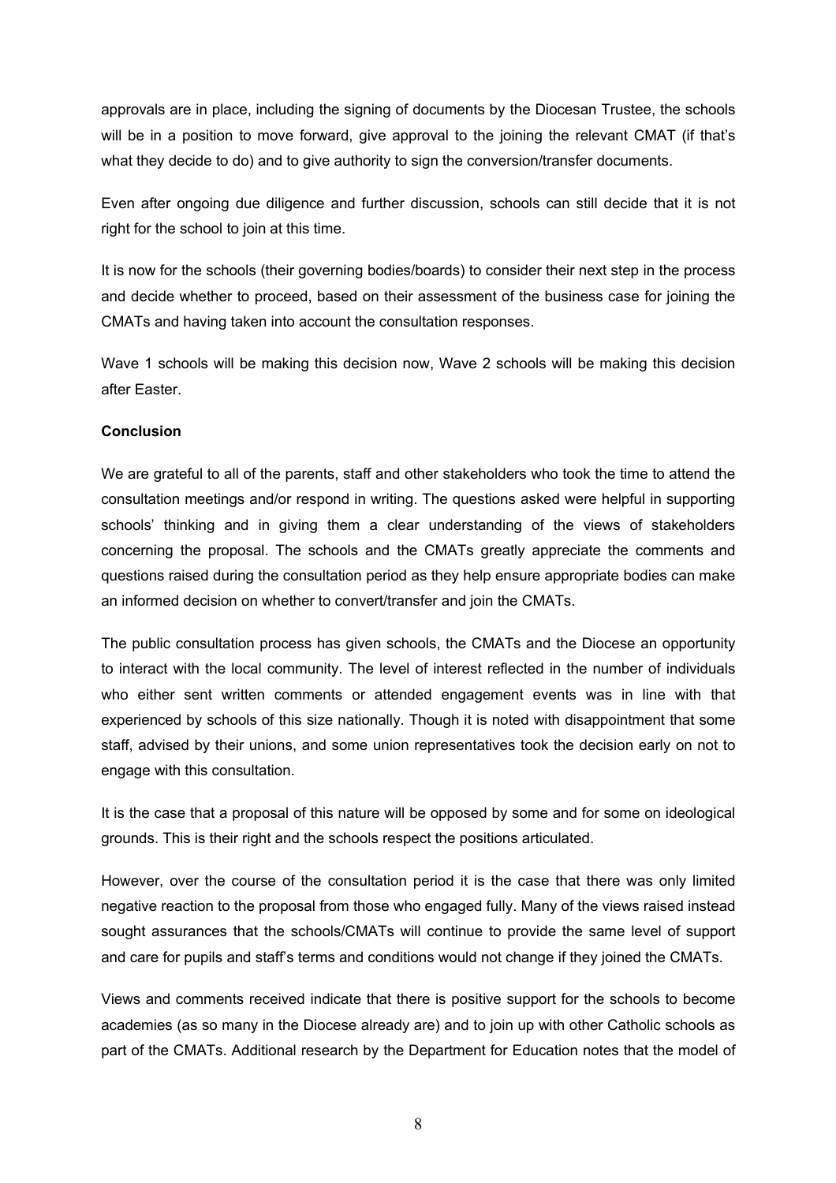approvals are in place, including the signing of documents by the Diocesan Trustee, the schools will be in a position to move forward, give approval to the joining the relevant CMAT (if that's what they decide to do) and to give authority to sign the conversion/transfer documents.

Even after ongoing due diligence and further discussion, schools can still decide that it is not right for the school to join at this time.

It is now for the schools (their governing bodies/boards) to consider their next step in the process and decide whether to proceed, based on their assessment of the business case for joining the CMATs and having taken into account the consultation responses.

Wave 1 schools will be making this decision now, Wave 2 schools will be making this decision after Easter.

**Conclusion**

We are grateful to all of the parents, staff and other stakeholders who took the time to attend the consultation meetings and/or respond in writing. The questions asked were helpful in supporting schools' thinking and in giving them a clear understanding of the views of stakeholders concerning the proposal. The schools and the CMATs greatly appreciate the comments and questions raised during the consultation period as they help ensure appropriate bodies can make an informed decision on whether to convert/transfer and join the CMATs.

The public consultation process has given schools, the CMATs and the Diocese an opportunity to interact with the local community. The level of interest reflected in the number of individuals who either sent written comments or attended engagement events was in line with that experienced by schools of this size nationally. Though it is noted with disappointment that some staff, advised by their unions, and some union representatives took the decision early on not to engage with this consultation.

It is the case that a proposal of this nature will be opposed by some and for some on ideological grounds. This is their right and the schools respect the positions articulated.

However, over the course of the consultation period it is the case that there was only limited negative reaction to the proposal from those who engaged fully. Many of the views raised instead sought assurances that the schools/CMATs will continue to provide the same level of support and care for pupils and staff's terms and conditions would not change if they joined the CMATs.

Views and comments received indicate that there is positive support for the schools to become academies (as so many in the Diocese already are) and to join up with other Catholic schools as part of the CMATs. Additional research by the Department for Education notes that the model of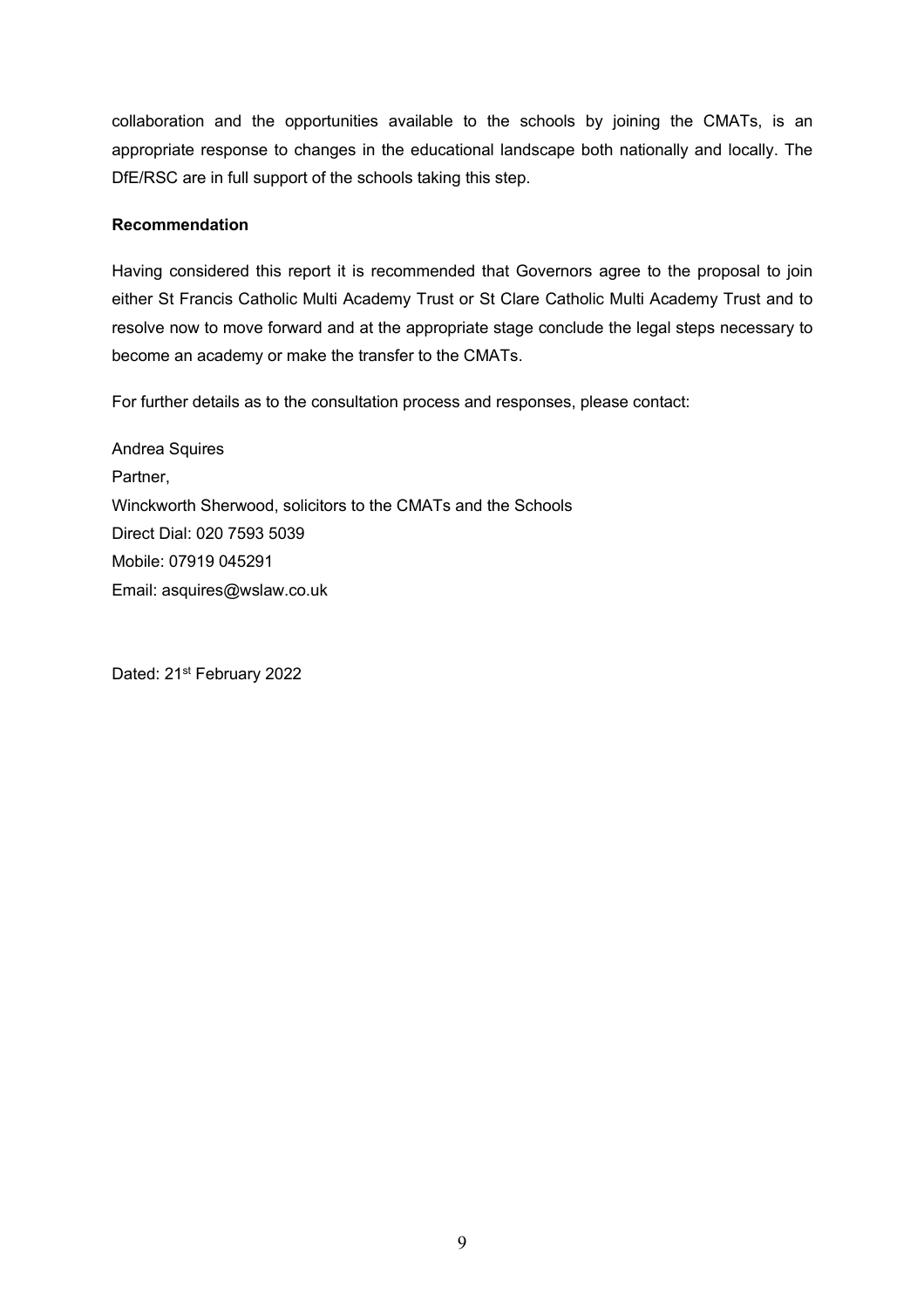collaboration and the opportunities available to the schools by joining the CMATs, is an appropriate response to changes in the educational landscape both nationally and locally. The DfE/RSC are in full support of the schools taking this step.

**Recommendation**

Having considered this report it is recommended that Governors agree to the proposal to join either St Francis Catholic Multi Academy Trust or St Clare Catholic Multi Academy Trust and to resolve now to move forward and at the appropriate stage conclude the legal steps necessary to become an academy or make the transfer to the CMATs.

For further details as to the consultation process and responses, please contact:

Andrea Squires  
Partner,  
Winckworth Sherwood, solicitors to the CMATs and the Schools  
Direct Dial: 020 7593 5039  
Mobile: 07919 045291  
Email: asquires@wslaw.co.uk

Dated: 21st February 2022